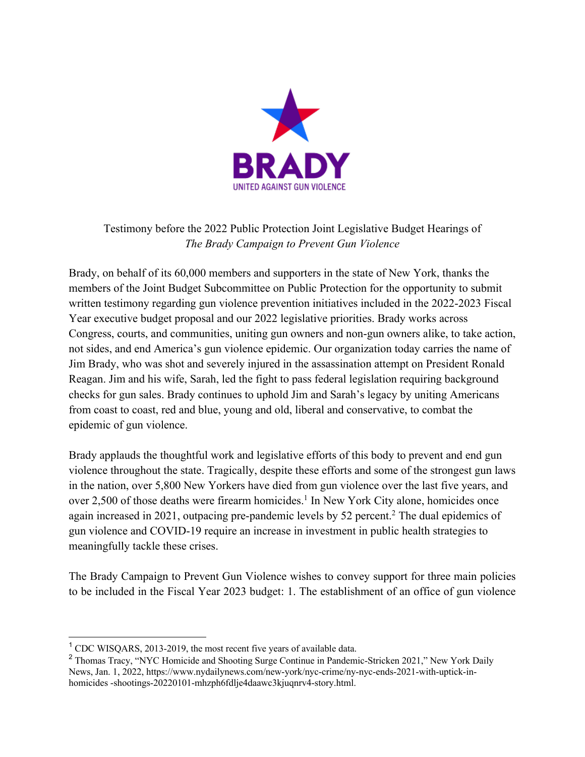**BRADY**

UNITED AGAINST GUN VIOLENCE

Testimony before the 2022 Public Protection Joint Legislative Budget Hearings of
*The Brady Campaign to Prevent Gun Violence*

Brady, on behalf of its 60,000 members and supporters in the state of New York, thanks the members of the Joint Budget Subcommittee on Public Protection for the opportunity to submit written testimony regarding gun violence prevention initiatives included in the 2022-2023 Fiscal Year executive budget proposal and our 2022 legislative priorities. Brady works across Congress, courts, and communities, uniting gun owners and non-gun owners alike, to take action, not sides, and end America's gun violence epidemic. Our organization today carries the name of Jim Brady, who was shot and severely injured in the assassination attempt on President Ronald Reagan. Jim and his wife, Sarah, led the fight to pass federal legislation requiring background checks for gun sales. Brady continues to uphold Jim and Sarah's legacy by uniting Americans from coast to coast, red and blue, young and old, liberal and conservative, to combat the epidemic of gun violence.

Brady applauds the thoughtful work and legislative efforts of this body to prevent and end gun violence throughout the state. Tragically, despite these efforts and some of the strongest gun laws in the nation, over 5,800 New Yorkers have died from gun violence over the last five years, and over 2,500 of those deaths were firearm homicides.[1] In New York City alone, homicides once again increased in 2021, outpacing pre-pandemic levels by 52 percent.[2] The dual epidemics of gun violence and COVID-19 require an increase in investment in public health strategies to meaningfully tackle these crises.

The Brady Campaign to Prevent Gun Violence wishes to convey support for three main policies to be included in the Fiscal Year 2023 budget: 1. The establishment of an office of gun violence

---

[1] CDC WISQARS, 2013-2019, the most recent five years of available data.

[2] Thomas Tracy, "NYC Homicide and Shooting Surge Continue in Pandemic-Stricken 2021," New York Daily News, Jan. 1, 2022, https://www.nydailynews.com/new-york/nyc-crime/ny-nyc-ends-2021-with-uptick-in-homicides -shootings-20220101-mhzph6fdlje4daawc3kjuqnrv4-story.html.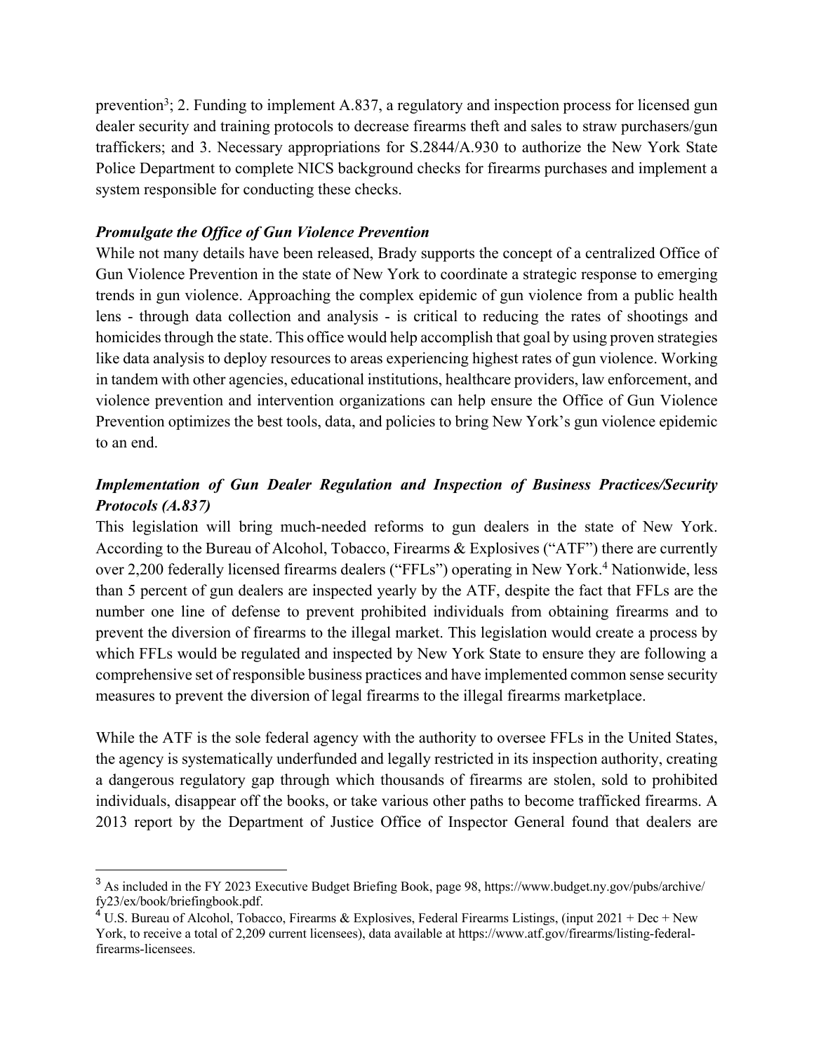prevention[3]; 2. Funding to implement A.837, a regulatory and inspection process for licensed gun dealer security and training protocols to decrease firearms theft and sales to straw purchasers/gun traffickers; and 3. Necessary appropriations for S.2844/A.930 to authorize the New York State Police Department to complete NICS background checks for firearms purchases and implement a system responsible for conducting these checks.

### *Promulgate the Office of Gun Violence Prevention*

While not many details have been released, Brady supports the concept of a centralized Office of Gun Violence Prevention in the state of New York to coordinate a strategic response to emerging trends in gun violence. Approaching the complex epidemic of gun violence from a public health lens - through data collection and analysis - is critical to reducing the rates of shootings and homicides through the state. This office would help accomplish that goal by using proven strategies like data analysis to deploy resources to areas experiencing highest rates of gun violence. Working in tandem with other agencies, educational institutions, healthcare providers, law enforcement, and violence prevention and intervention organizations can help ensure the Office of Gun Violence Prevention optimizes the best tools, data, and policies to bring New York's gun violence epidemic to an end.

### *Implementation of Gun Dealer Regulation and Inspection of Business Practices/Security Protocols (A.837)*

This legislation will bring much-needed reforms to gun dealers in the state of New York. According to the Bureau of Alcohol, Tobacco, Firearms & Explosives ("ATF") there are currently over 2,200 federally licensed firearms dealers ("FFLs") operating in New York.[4] Nationwide, less than 5 percent of gun dealers are inspected yearly by the ATF, despite the fact that FFLs are the number one line of defense to prevent prohibited individuals from obtaining firearms and to prevent the diversion of firearms to the illegal market. This legislation would create a process by which FFLs would be regulated and inspected by New York State to ensure they are following a comprehensive set of responsible business practices and have implemented common sense security measures to prevent the diversion of legal firearms to the illegal firearms marketplace.

While the ATF is the sole federal agency with the authority to oversee FFLs in the United States, the agency is systematically underfunded and legally restricted in its inspection authority, creating a dangerous regulatory gap through which thousands of firearms are stolen, sold to prohibited individuals, disappear off the books, or take various other paths to become trafficked firearms. A 2013 report by the Department of Justice Office of Inspector General found that dealers are

---

[3] As included in the FY 2023 Executive Budget Briefing Book, page 98, https://www.budget.ny.gov/pubs/archive/fy23/ex/book/briefingbook.pdf.

[4] U.S. Bureau of Alcohol, Tobacco, Firearms & Explosives, Federal Firearms Listings, (input 2021 + Dec + New York, to receive a total of 2,209 current licensees), data available at https://www.atf.gov/firearms/listing-federal-firearms-licensees.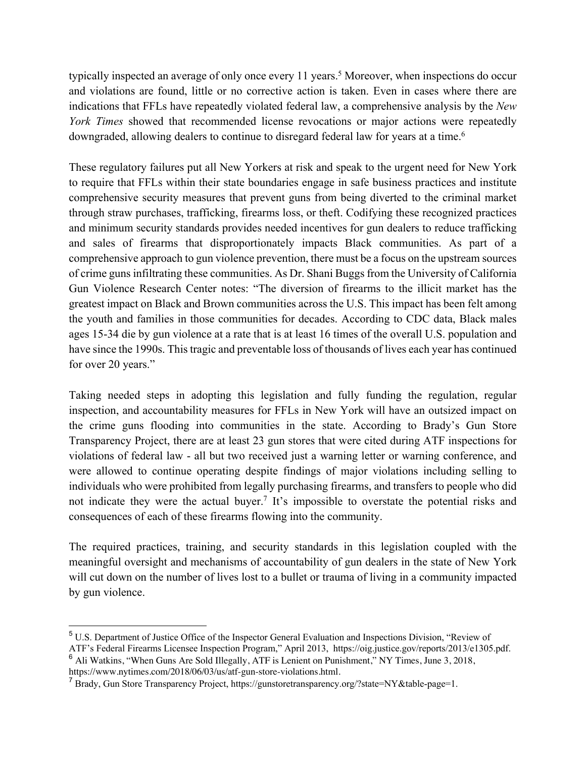typically inspected an average of only once every 11 years.[5] Moreover, when inspections do occur and violations are found, little or no corrective action is taken. Even in cases where there are indications that FFLs have repeatedly violated federal law, a comprehensive analysis by the *New York Times* showed that recommended license revocations or major actions were repeatedly downgraded, allowing dealers to continue to disregard federal law for years at a time.[6]

These regulatory failures put all New Yorkers at risk and speak to the urgent need for New York to require that FFLs within their state boundaries engage in safe business practices and institute comprehensive security measures that prevent guns from being diverted to the criminal market through straw purchases, trafficking, firearms loss, or theft. Codifying these recognized practices and minimum security standards provides needed incentives for gun dealers to reduce trafficking and sales of firearms that disproportionately impacts Black communities. As part of a comprehensive approach to gun violence prevention, there must be a focus on the upstream sources of crime guns infiltrating these communities. As Dr. Shani Buggs from the University of California Gun Violence Research Center notes: "The diversion of firearms to the illicit market has the greatest impact on Black and Brown communities across the U.S. This impact has been felt among the youth and families in those communities for decades. According to CDC data, Black males ages 15-34 die by gun violence at a rate that is at least 16 times of the overall U.S. population and have since the 1990s. This tragic and preventable loss of thousands of lives each year has continued for over 20 years."

Taking needed steps in adopting this legislation and fully funding the regulation, regular inspection, and accountability measures for FFLs in New York will have an outsized impact on the crime guns flooding into communities in the state. According to Brady's Gun Store Transparency Project, there are at least 23 gun stores that were cited during ATF inspections for violations of federal law - all but two received just a warning letter or warning conference, and were allowed to continue operating despite findings of major violations including selling to individuals who were prohibited from legally purchasing firearms, and transfers to people who did not indicate they were the actual buyer.[7] It's impossible to overstate the potential risks and consequences of each of these firearms flowing into the community.

The required practices, training, and security standards in this legislation coupled with the meaningful oversight and mechanisms of accountability of gun dealers in the state of New York will cut down on the number of lives lost to a bullet or trauma of living in a community impacted by gun violence.

---

[5] U.S. Department of Justice Office of the Inspector General Evaluation and Inspections Division, "Review of ATF's Federal Firearms Licensee Inspection Program," April 2013, https://oig.justice.gov/reports/2013/e1305.pdf.

[6] Ali Watkins, "When Guns Are Sold Illegally, ATF is Lenient on Punishment," NY Times, June 3, 2018, https://www.nytimes.com/2018/06/03/us/atf-gun-store-violations.html.

[7] Brady, Gun Store Transparency Project, https://gunstoretransparency.org/?state=NY&table-page=1.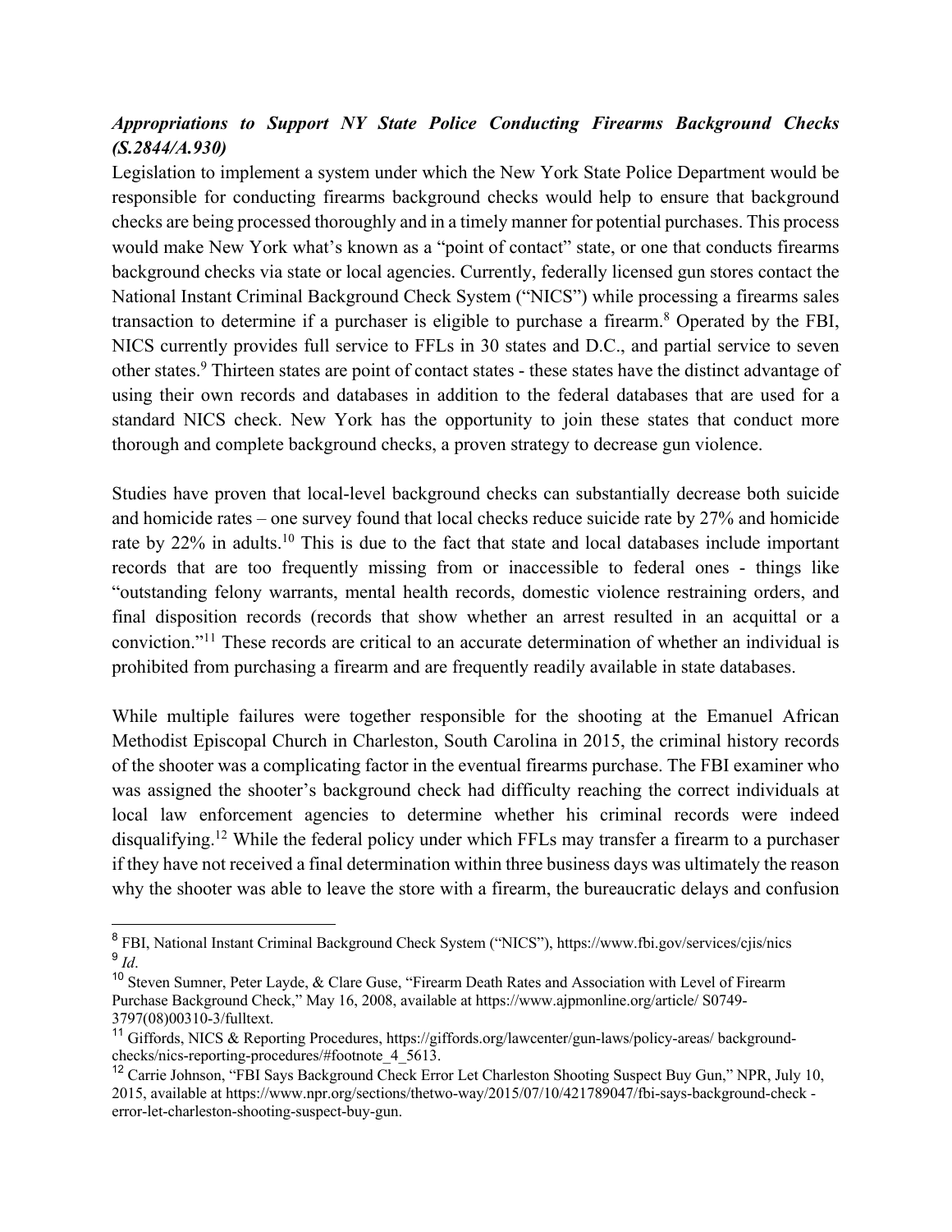***Appropriations to Support NY State Police Conducting Firearms Background Checks (S.2844/A.930)***

Legislation to implement a system under which the New York State Police Department would be responsible for conducting firearms background checks would help to ensure that background checks are being processed thoroughly and in a timely manner for potential purchases. This process would make New York what's known as a "point of contact" state, or one that conducts firearms background checks via state or local agencies. Currently, federally licensed gun stores contact the National Instant Criminal Background Check System ("NICS") while processing a firearms sales transaction to determine if a purchaser is eligible to purchase a firearm.[8] Operated by the FBI, NICS currently provides full service to FFLs in 30 states and D.C., and partial service to seven other states.[9] Thirteen states are point of contact states - these states have the distinct advantage of using their own records and databases in addition to the federal databases that are used for a standard NICS check. New York has the opportunity to join these states that conduct more thorough and complete background checks, a proven strategy to decrease gun violence.

Studies have proven that local-level background checks can substantially decrease both suicide and homicide rates – one survey found that local checks reduce suicide rate by 27% and homicide rate by 22% in adults.[10] This is due to the fact that state and local databases include important records that are too frequently missing from or inaccessible to federal ones - things like "outstanding felony warrants, mental health records, domestic violence restraining orders, and final disposition records (records that show whether an arrest resulted in an acquittal or a conviction."[11] These records are critical to an accurate determination of whether an individual is prohibited from purchasing a firearm and are frequently readily available in state databases.

While multiple failures were together responsible for the shooting at the Emanuel African Methodist Episcopal Church in Charleston, South Carolina in 2015, the criminal history records of the shooter was a complicating factor in the eventual firearms purchase. The FBI examiner who was assigned the shooter's background check had difficulty reaching the correct individuals at local law enforcement agencies to determine whether his criminal records were indeed disqualifying.[12] While the federal policy under which FFLs may transfer a firearm to a purchaser if they have not received a final determination within three business days was ultimately the reason why the shooter was able to leave the store with a firearm, the bureaucratic delays and confusion

---

[8] FBI, National Instant Criminal Background Check System ("NICS"), https://www.fbi.gov/services/cjis/nics

[9] *Id*.

[10] Steven Sumner, Peter Layde, & Clare Guse, "Firearm Death Rates and Association with Level of Firearm Purchase Background Check," May 16, 2008, available at https://www.ajpmonline.org/article/ S0749-3797(08)00310-3/fulltext.

[11] Giffords, NICS & Reporting Procedures, https://giffords.org/lawcenter/gun-laws/policy-areas/ background-checks/nics-reporting-procedures/#footnote_4_5613.

[12] Carrie Johnson, "FBI Says Background Check Error Let Charleston Shooting Suspect Buy Gun," NPR, July 10, 2015, available at https://www.npr.org/sections/thetwo-way/2015/07/10/421789047/fbi-says-background-check - error-let-charleston-shooting-suspect-buy-gun.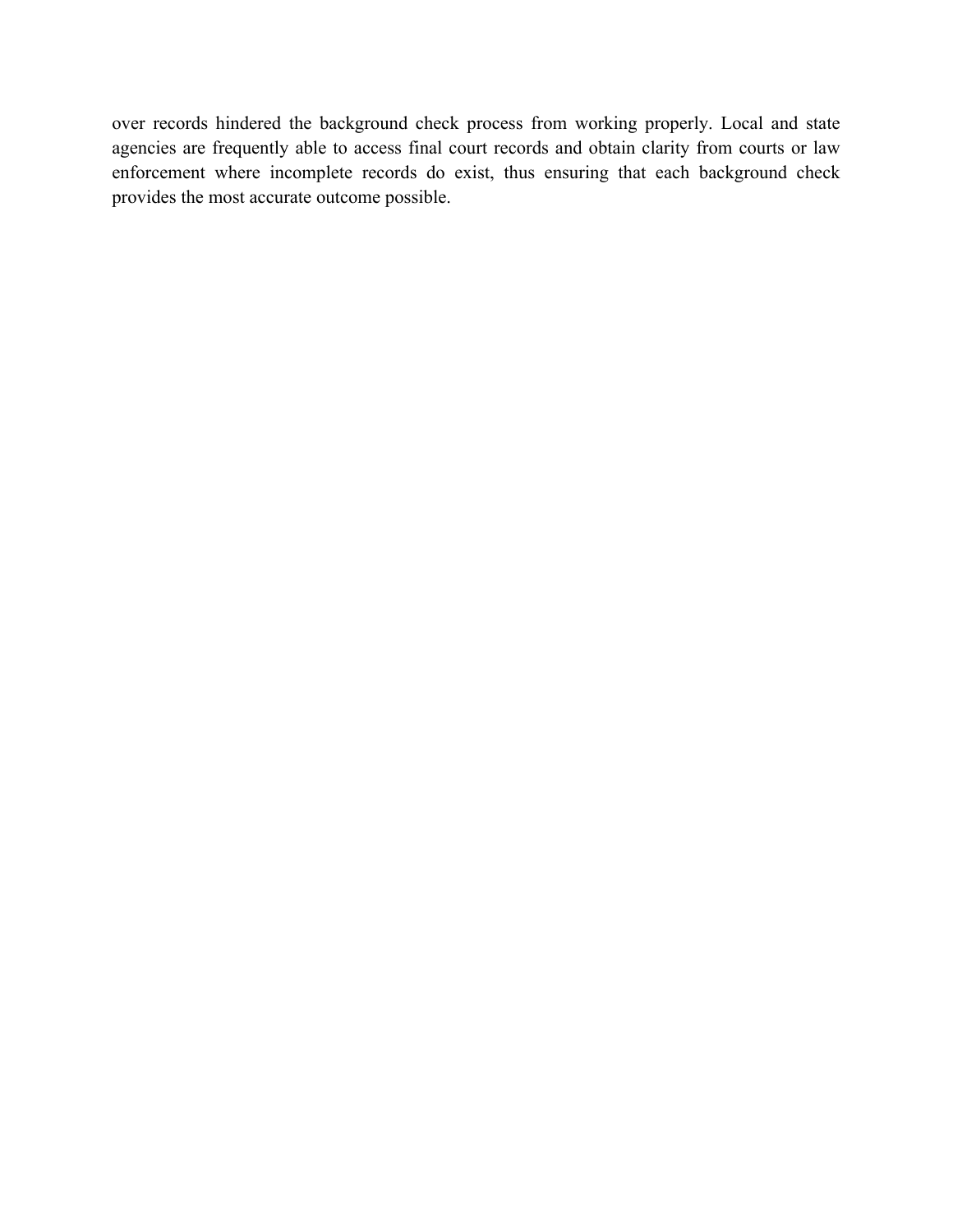over records hindered the background check process from working properly. Local and state agencies are frequently able to access final court records and obtain clarity from courts or law enforcement where incomplete records do exist, thus ensuring that each background check provides the most accurate outcome possible.